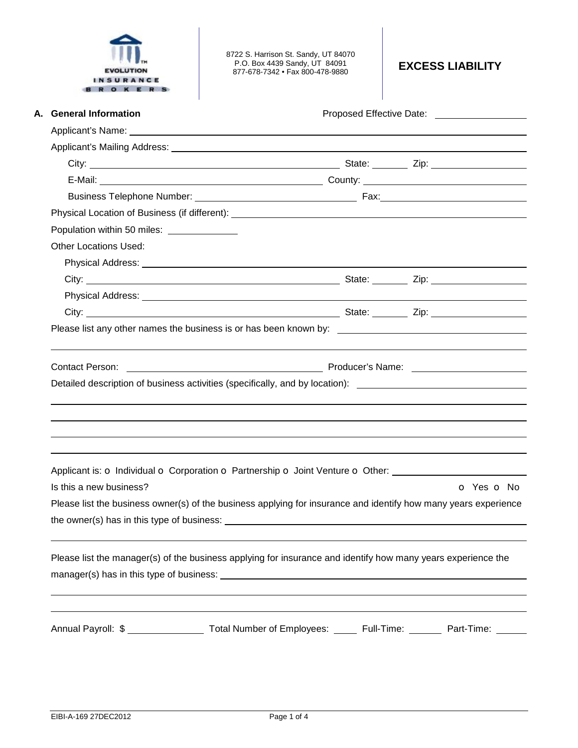EVOLUTION INSURANCE BROKERS

8722 S. Harrison St. Sandy, UT 84070
P.O. Box 4439 Sandy, UT 84091
877-678-7342 • Fax 800-478-9880

# EXCESS LIABILITY

## A. General Information

Proposed Effective Date: ________________

Applicant's Name: ________________________________________________

Applicant's Mailing Address: ________________________________________________

City: ____________________ State: ________ Zip: ____________

E-Mail: ____________________ County: ____________________

Business Telephone Number: ____________________ Fax: ____________________

Physical Location of Business (if different): ________________________________________________

Population within 50 miles: ____________

Other Locations Used:

Physical Address: ________________________________________________

City: ____________________ State: ________ Zip: ____________

Physical Address: ________________________________________________

City: ____________________ State: ________ Zip: ____________

Please list any other names the business is or has been known by: ________________________________________________

Contact Person: ____________________ Producer's Name: ____________________

Detailed description of business activities (specifically, and by location): ________________________________________________

Applicant is: o Individual o Corporation o Partnership o Joint Venture o Other: ____________________

Is this a new business? o Yes o No

Please list the business owner(s) of the business applying for insurance and identify how many years experience the owner(s) has in this type of business: ________________________________________________

Please list the manager(s) of the business applying for insurance and identify how many years experience the manager(s) has in this type of business: ________________________________________________

Annual Payroll: $ ____________ Total Number of Employees: ______ Full-Time: ______ Part-Time: ______

EIBI-A-169 27DEC2012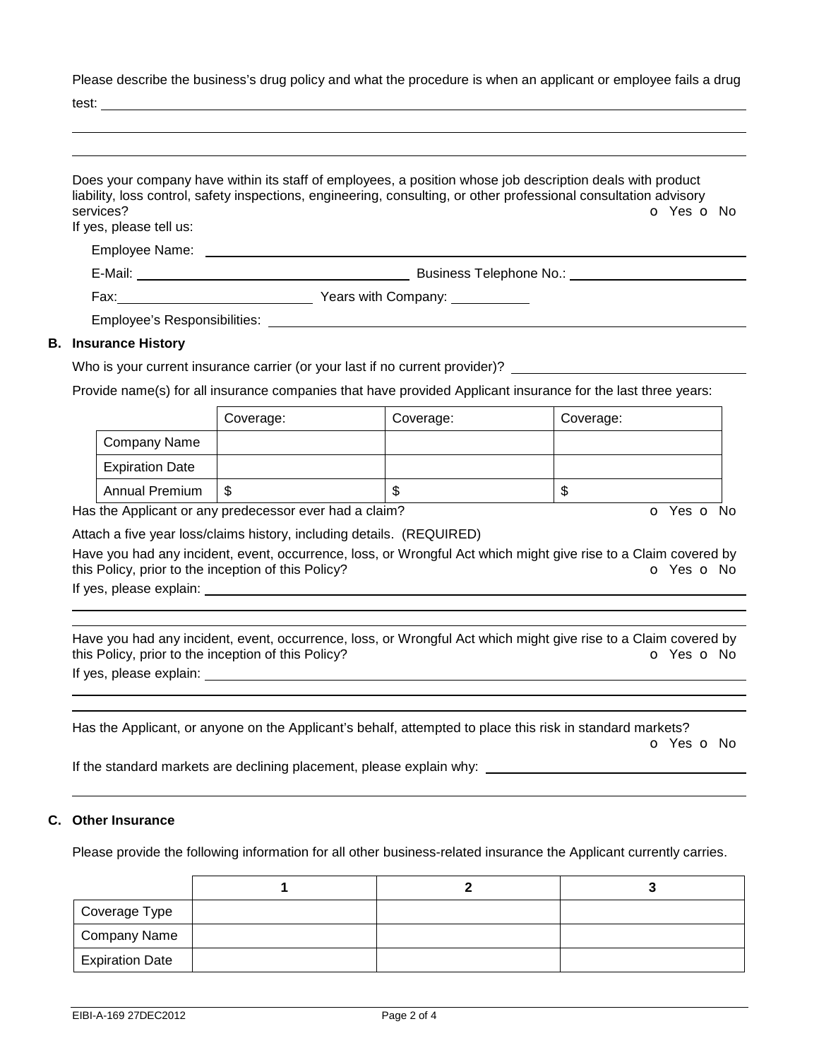Please describe the business's drug policy and what the procedure is when an applicant or employee fails a drug test: ______________________________________________

______________________________________________

______________________________________________

Does your company have within its staff of employees, a position whose job description deals with product liability, loss control, safety inspections, engineering, consulting, or other professional consultation advisory services? o Yes o No

If yes, please tell us:

Employee Name: ______________________________________________

E-Mail: ____________________ Business Telephone No.: ____________________

Fax: ____________________ Years with Company: __________

Employee's Responsibilities: ______________________________________________

## B. Insurance History

Who is your current insurance carrier (or your last if no current provider)? ____________________

Provide name(s) for all insurance companies that have provided Applicant insurance for the last three years:

| | Coverage: | Coverage: | Coverage: |
|---|---|---|---|
| Company Name | | | |
| Expiration Date | | | |
| Annual Premium | $ | $ | $ |

Has the Applicant or any predecessor ever had a claim? o Yes o No

Attach a five year loss/claims history, including details. (REQUIRED)

Have you had any incident, event, occurrence, loss, or Wrongful Act which might give rise to a Claim covered by this Policy, prior to the inception of this Policy? o Yes o No

If yes, please explain: ______________________________________________

______________________________________________

______________________________________________

Have you had any incident, event, occurrence, loss, or Wrongful Act which might give rise to a Claim covered by this Policy, prior to the inception of this Policy? o Yes o No

If yes, please explain: ______________________________________________

______________________________________________

______________________________________________

Has the Applicant, or anyone on the Applicant's behalf, attempted to place this risk in standard markets? o Yes o No

If the standard markets are declining placement, please explain why: ____________________

______________________________________________

## C. Other Insurance

Please provide the following information for all other business-related insurance the Applicant currently carries.

| | 1 | 2 | 3 |
|---|---|---|---|
| Coverage Type | | | |
| Company Name | | | |
| Expiration Date | | | |

EIBI-A-169 27DEC2012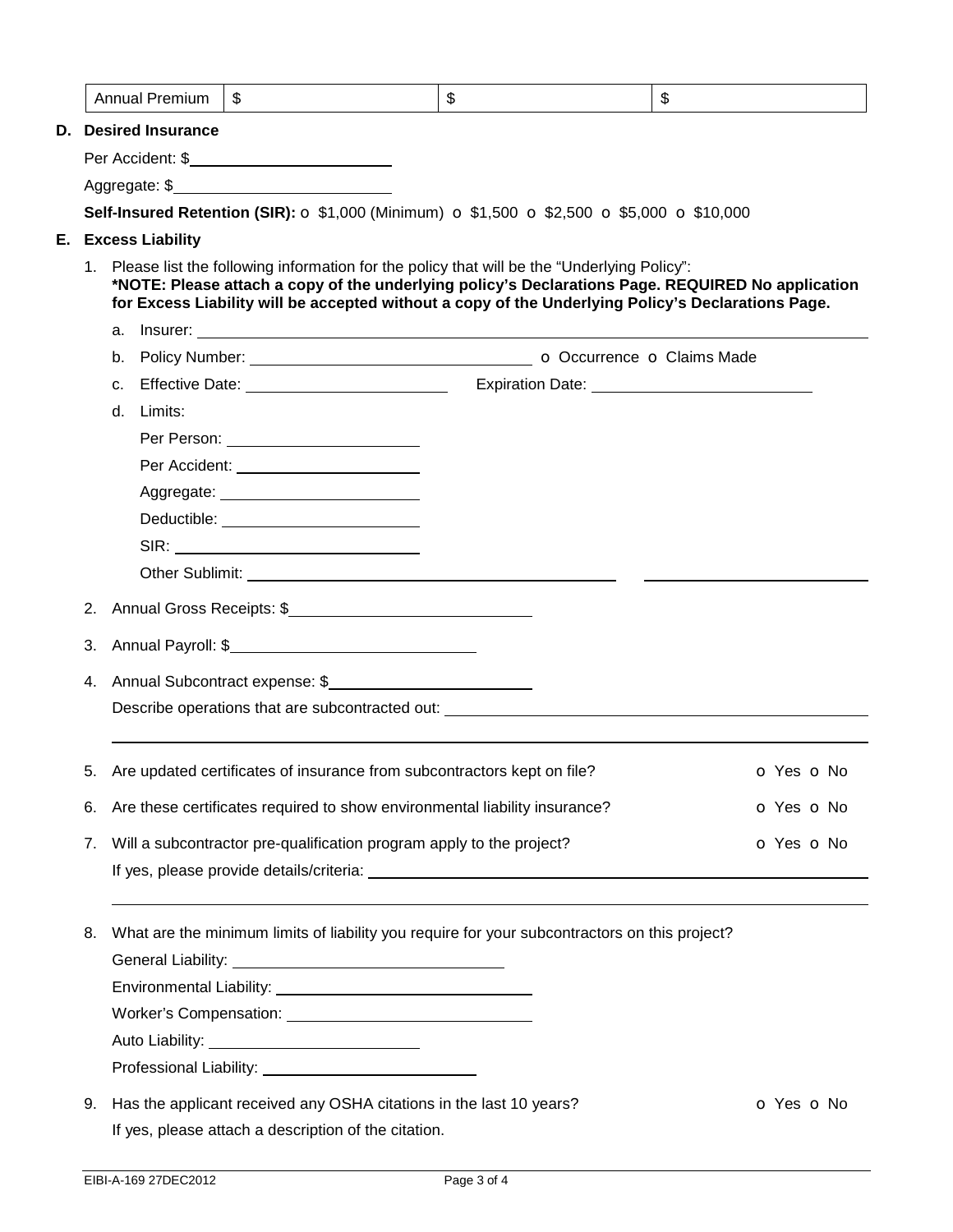| Annual Premium | $ | $ | $ |
|---|---|---|---|

**D. Desired Insurance**

Per Accident: $________________________

Aggregate: $________________________

**Self-Insured Retention (SIR):** o $1,000 (Minimum) o $1,500 o $2,500 o $5,000 o $10,000

**E. Excess Liability**

1. Please list the following information for the policy that will be the "Underlying Policy":
   **\*NOTE: Please attach a copy of the underlying policy's Declarations Page. REQUIRED No application for Excess Liability will be accepted without a copy of the Underlying Policy's Declarations Page.**

   a. Insurer: ________________________

   b. Policy Number: ________________________ o Occurrence o Claims Made

   c. Effective Date: ________________________ Expiration Date: ________________________

   d. Limits:

      Per Person: ________________________

      Per Accident: ________________________

      Aggregate: ________________________

      Deductible: ________________________

      SIR: ________________________

      Other Sublimit: ________________________ ________________________

2. Annual Gross Receipts: $________________________

3. Annual Payroll: $________________________

4. Annual Subcontract expense: $________________________

   Describe operations that are subcontracted out: ________________________

5. Are updated certificates of insurance from subcontractors kept on file? o Yes o No

6. Are these certificates required to show environmental liability insurance? o Yes o No

7. Will a subcontractor pre-qualification program apply to the project? o Yes o No

   If yes, please provide details/criteria: ________________________

8. What are the minimum limits of liability you require for your subcontractors on this project?

   General Liability: ________________________

   Environmental Liability: ________________________

   Worker's Compensation: ________________________

   Auto Liability: ________________________

   Professional Liability: ________________________

9. Has the applicant received any OSHA citations in the last 10 years? o Yes o No

   If yes, please attach a description of the citation.

EIBI-A-169 27DEC2012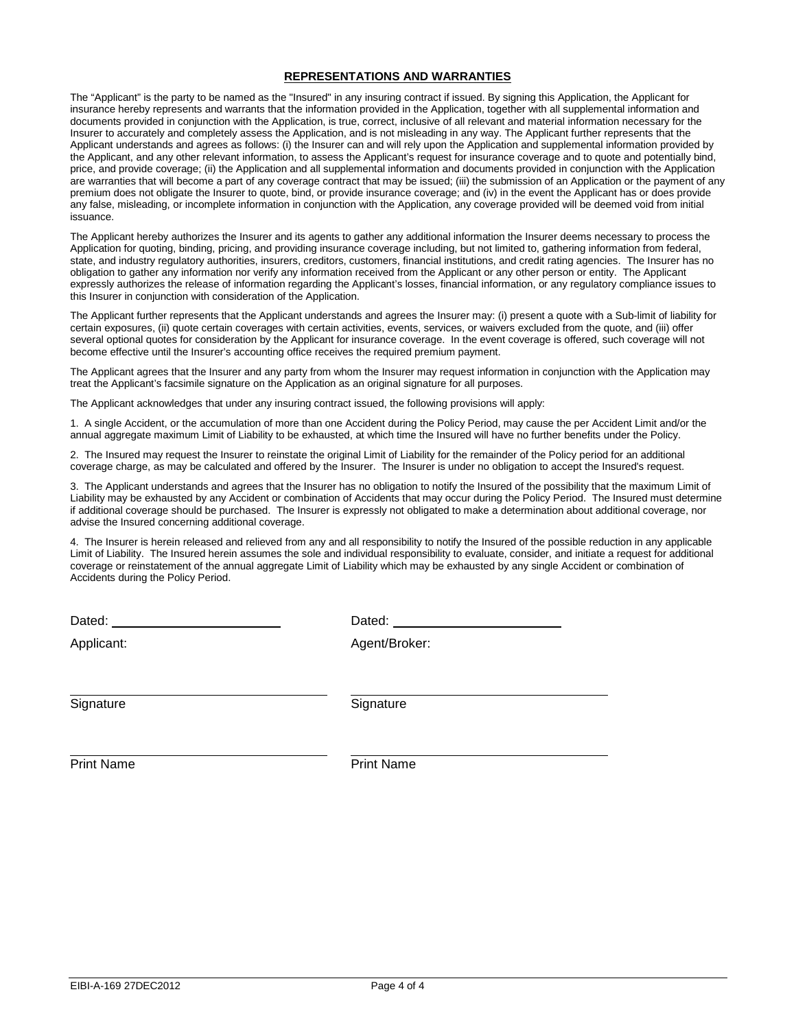## REPRESENTATIONS AND WARRANTIES

The "Applicant" is the party to be named as the "Insured" in any insuring contract if issued. By signing this Application, the Applicant for insurance hereby represents and warrants that the information provided in the Application, together with all supplemental information and documents provided in conjunction with the Application, is true, correct, inclusive of all relevant and material information necessary for the Insurer to accurately and completely assess the Application, and is not misleading in any way. The Applicant further represents that the Applicant understands and agrees as follows: (i) the Insurer can and will rely upon the Application and supplemental information provided by the Applicant, and any other relevant information, to assess the Applicant's request for insurance coverage and to quote and potentially bind, price, and provide coverage; (ii) the Application and all supplemental information and documents provided in conjunction with the Application are warranties that will become a part of any coverage contract that may be issued; (iii) the submission of an Application or the payment of any premium does not obligate the Insurer to quote, bind, or provide insurance coverage; and (iv) in the event the Applicant has or does provide any false, misleading, or incomplete information in conjunction with the Application, any coverage provided will be deemed void from initial issuance.

The Applicant hereby authorizes the Insurer and its agents to gather any additional information the Insurer deems necessary to process the Application for quoting, binding, pricing, and providing insurance coverage including, but not limited to, gathering information from federal, state, and industry regulatory authorities, insurers, creditors, customers, financial institutions, and credit rating agencies. The Insurer has no obligation to gather any information nor verify any information received from the Applicant or any other person or entity. The Applicant expressly authorizes the release of information regarding the Applicant's losses, financial information, or any regulatory compliance issues to this Insurer in conjunction with consideration of the Application.

The Applicant further represents that the Applicant understands and agrees the Insurer may: (i) present a quote with a Sub-limit of liability for certain exposures, (ii) quote certain coverages with certain activities, events, services, or waivers excluded from the quote, and (iii) offer several optional quotes for consideration by the Applicant for insurance coverage. In the event coverage is offered, such coverage will not become effective until the Insurer's accounting office receives the required premium payment.

The Applicant agrees that the Insurer and any party from whom the Insurer may request information in conjunction with the Application may treat the Applicant's facsimile signature on the Application as an original signature for all purposes.

The Applicant acknowledges that under any insuring contract issued, the following provisions will apply:

1. A single Accident, or the accumulation of more than one Accident during the Policy Period, may cause the per Accident Limit and/or the annual aggregate maximum Limit of Liability to be exhausted, at which time the Insured will have no further benefits under the Policy.

2. The Insured may request the Insurer to reinstate the original Limit of Liability for the remainder of the Policy period for an additional coverage charge, as may be calculated and offered by the Insurer. The Insurer is under no obligation to accept the Insured's request.

3. The Applicant understands and agrees that the Insurer has no obligation to notify the Insured of the possibility that the maximum Limit of Liability may be exhausted by any Accident or combination of Accidents that may occur during the Policy Period. The Insured must determine if additional coverage should be purchased. The Insurer is expressly not obligated to make a determination about additional coverage, nor advise the Insured concerning additional coverage.

4. The Insurer is herein released and relieved from any and all responsibility to notify the Insured of the possible reduction in any applicable Limit of Liability. The Insured herein assumes the sole and individual responsibility to evaluate, consider, and initiate a request for additional coverage or reinstatement of the annual aggregate Limit of Liability which may be exhausted by any single Accident or combination of Accidents during the Policy Period.

Dated: ______________________

Applicant:

______________________________
Signature

______________________________
Print Name

Dated: ______________________

Agent/Broker:

______________________________
Signature

______________________________
Print Name

EIBI-A-169 27DEC2012